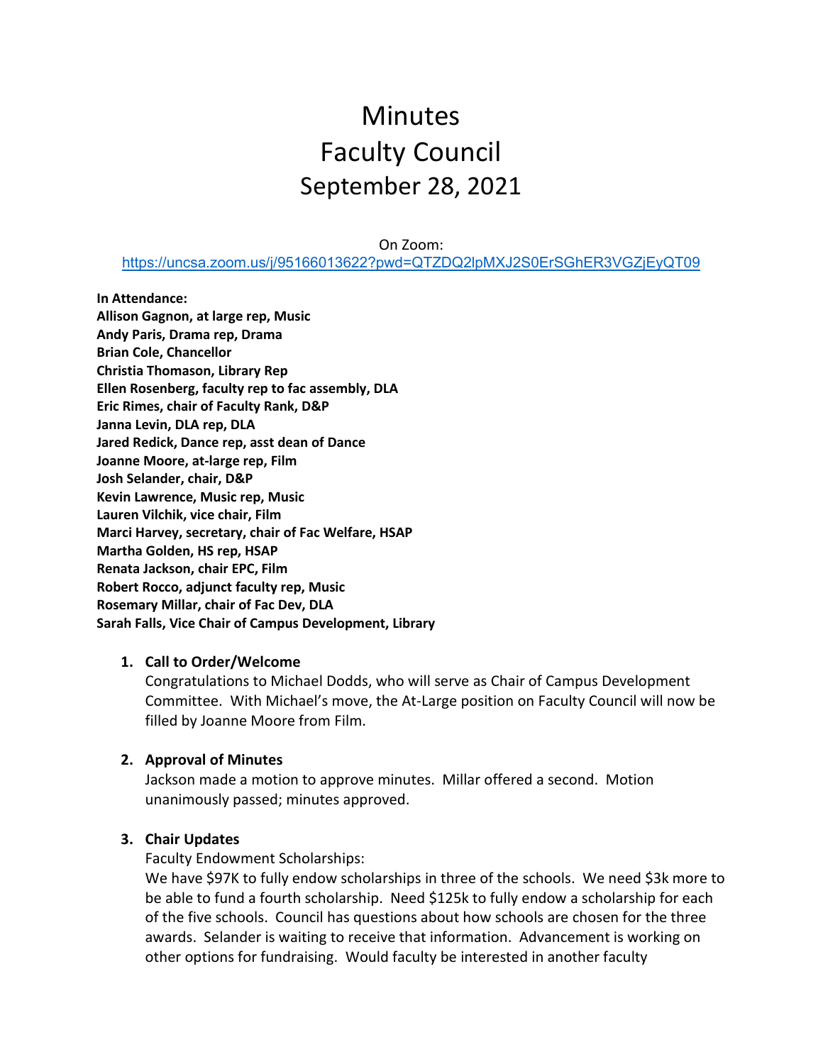# Minutes
# Faculty Council
# September 28, 2021

On Zoom:
https://uncsa.zoom.us/j/95166013622?pwd=QTZDQ2lpMXJ2S0ErSGhER3VGZjEyQT09

**In Attendance:**
**Allison Gagnon, at large rep, Music**
**Andy Paris, Drama rep, Drama**
**Brian Cole, Chancellor**
**Christia Thomason, Library Rep**
**Ellen Rosenberg, faculty rep to fac assembly, DLA**
**Eric Rimes, chair of Faculty Rank, D&P**
**Janna Levin, DLA rep, DLA**
**Jared Redick, Dance rep, asst dean of Dance**
**Joanne Moore, at-large rep, Film**
**Josh Selander, chair, D&P**
**Kevin Lawrence, Music rep, Music**
**Lauren Vilchik, vice chair, Film**
**Marci Harvey, secretary, chair of Fac Welfare, HSAP**
**Martha Golden, HS rep, HSAP**
**Renata Jackson, chair EPC, Film**
**Robert Rocco, adjunct faculty rep, Music**
**Rosemary Millar, chair of Fac Dev, DLA**
**Sarah Falls, Vice Chair of Campus Development, Library**

1. **Call to Order/Welcome**
   Congratulations to Michael Dodds, who will serve as Chair of Campus Development Committee. With Michael's move, the At-Large position on Faculty Council will now be filled by Joanne Moore from Film.

2. **Approval of Minutes**
   Jackson made a motion to approve minutes. Millar offered a second. Motion unanimously passed; minutes approved.

3. **Chair Updates**
   Faculty Endowment Scholarships:
   We have $97K to fully endow scholarships in three of the schools. We need $3k more to be able to fund a fourth scholarship. Need $125k to fully endow a scholarship for each of the five schools. Council has questions about how schools are chosen for the three awards. Selander is waiting to receive that information. Advancement is working on other options for fundraising. Would faculty be interested in another faculty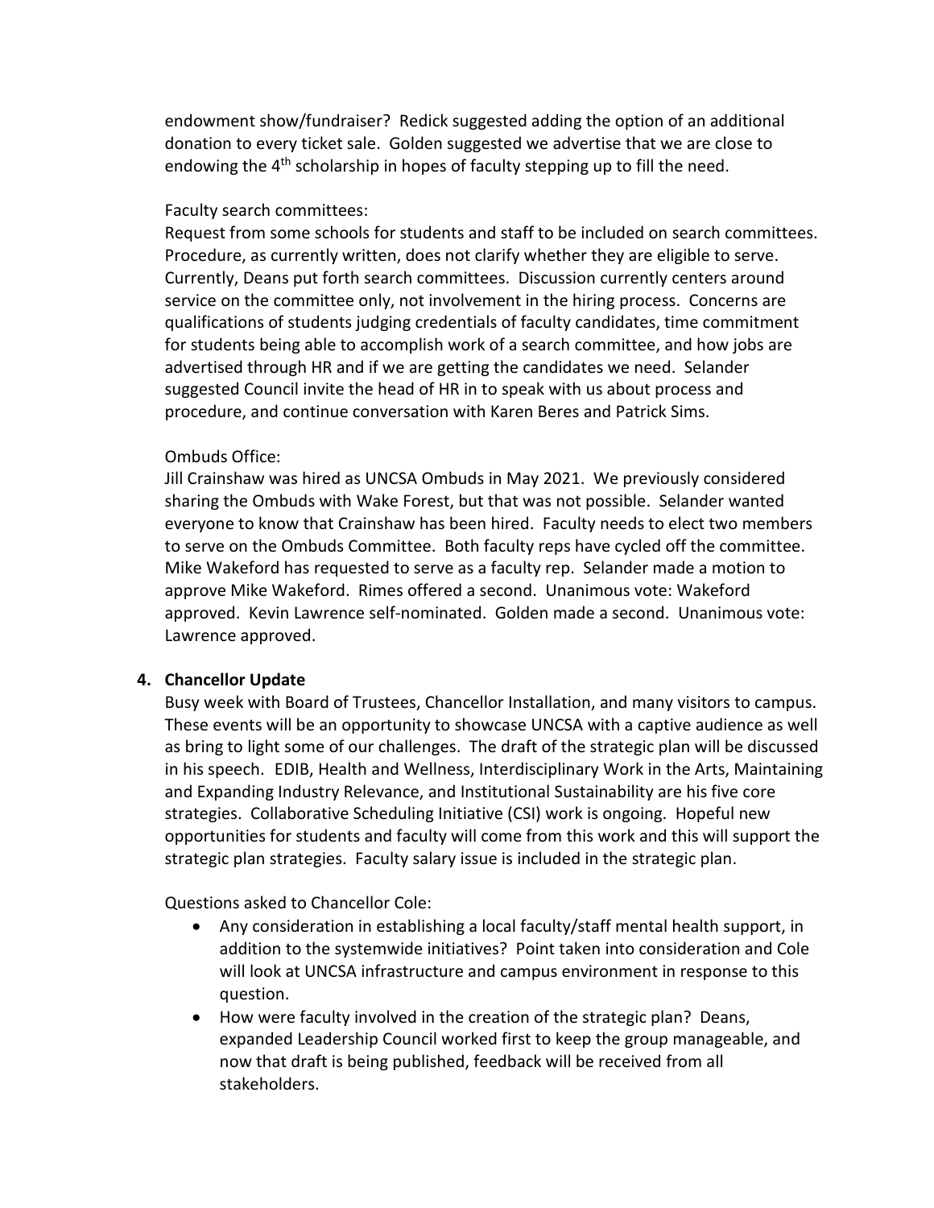endowment show/fundraiser? Redick suggested adding the option of an additional donation to every ticket sale. Golden suggested we advertise that we are close to endowing the 4th scholarship in hopes of faculty stepping up to fill the need.

Faculty search committees:

Request from some schools for students and staff to be included on search committees. Procedure, as currently written, does not clarify whether they are eligible to serve. Currently, Deans put forth search committees. Discussion currently centers around service on the committee only, not involvement in the hiring process. Concerns are qualifications of students judging credentials of faculty candidates, time commitment for students being able to accomplish work of a search committee, and how jobs are advertised through HR and if we are getting the candidates we need. Selander suggested Council invite the head of HR in to speak with us about process and procedure, and continue conversation with Karen Beres and Patrick Sims.

Ombuds Office:

Jill Crainshaw was hired as UNCSA Ombuds in May 2021. We previously considered sharing the Ombuds with Wake Forest, but that was not possible. Selander wanted everyone to know that Crainshaw has been hired. Faculty needs to elect two members to serve on the Ombuds Committee. Both faculty reps have cycled off the committee. Mike Wakeford has requested to serve as a faculty rep. Selander made a motion to approve Mike Wakeford. Rimes offered a second. Unanimous vote: Wakeford approved. Kevin Lawrence self-nominated. Golden made a second. Unanimous vote: Lawrence approved.

**4. Chancellor Update**

Busy week with Board of Trustees, Chancellor Installation, and many visitors to campus. These events will be an opportunity to showcase UNCSA with a captive audience as well as bring to light some of our challenges. The draft of the strategic plan will be discussed in his speech. EDIB, Health and Wellness, Interdisciplinary Work in the Arts, Maintaining and Expanding Industry Relevance, and Institutional Sustainability are his five core strategies. Collaborative Scheduling Initiative (CSI) work is ongoing. Hopeful new opportunities for students and faculty will come from this work and this will support the strategic plan strategies. Faculty salary issue is included in the strategic plan.

Questions asked to Chancellor Cole:

- Any consideration in establishing a local faculty/staff mental health support, in addition to the systemwide initiatives? Point taken into consideration and Cole will look at UNCSA infrastructure and campus environment in response to this question.
- How were faculty involved in the creation of the strategic plan? Deans, expanded Leadership Council worked first to keep the group manageable, and now that draft is being published, feedback will be received from all stakeholders.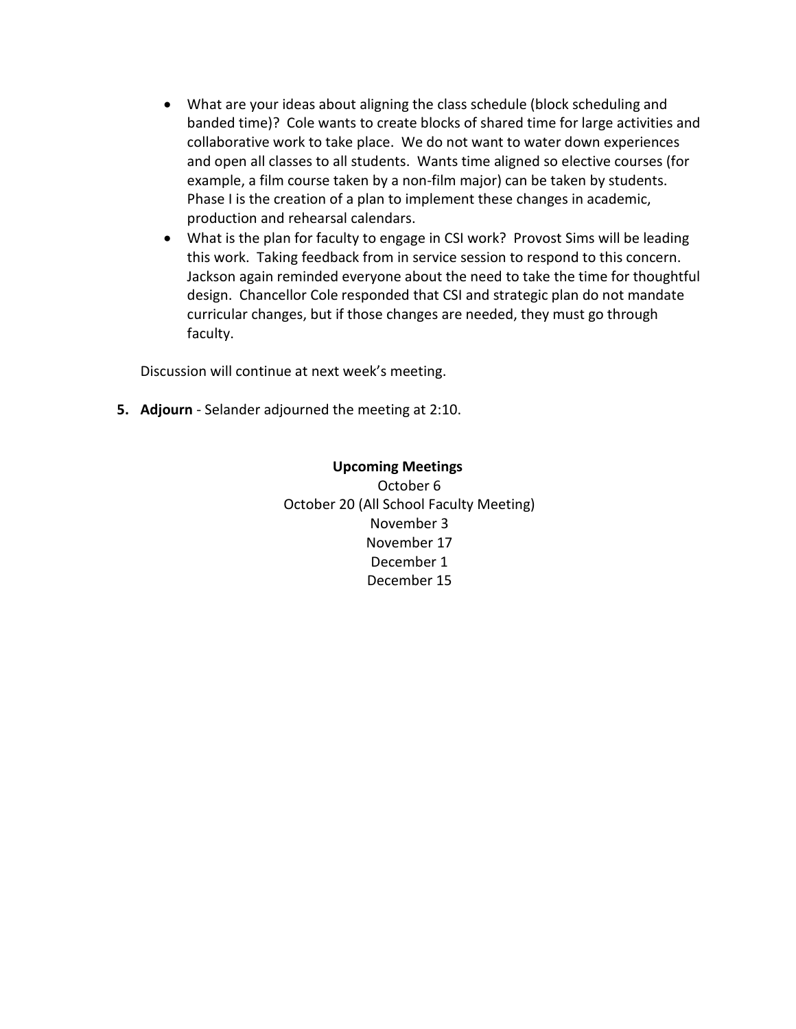- What are your ideas about aligning the class schedule (block scheduling and banded time)? Cole wants to create blocks of shared time for large activities and collaborative work to take place. We do not want to water down experiences and open all classes to all students. Wants time aligned so elective courses (for example, a film course taken by a non-film major) can be taken by students. Phase I is the creation of a plan to implement these changes in academic, production and rehearsal calendars.
- What is the plan for faculty to engage in CSI work? Provost Sims will be leading this work. Taking feedback from in service session to respond to this concern. Jackson again reminded everyone about the need to take the time for thoughtful design. Chancellor Cole responded that CSI and strategic plan do not mandate curricular changes, but if those changes are needed, they must go through faculty.

Discussion will continue at next week's meeting.

5. **Adjourn** - Selander adjourned the meeting at 2:10.

**Upcoming Meetings**

October 6
October 20 (All School Faculty Meeting)
November 3
November 17
December 1
December 15